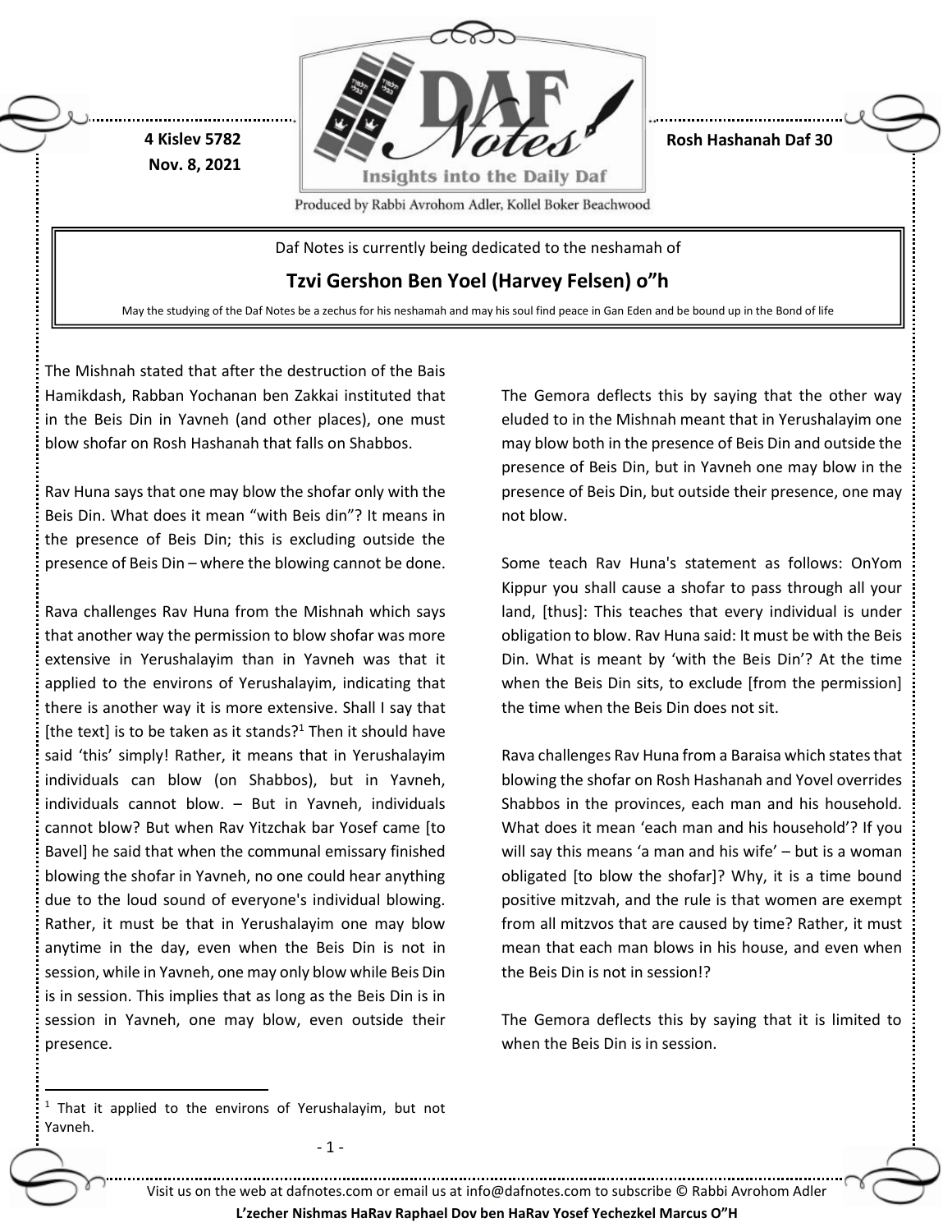4 Kislev 5782
Nov. 8, 2021

Rosh Hashanah Daf 30

Daf Notes is currently being dedicated to the neshamah of

**Tzvi Gershon Ben Yoel (Harvey Felsen) o"h**

May the studying of the Daf Notes be a zechus for his neshamah and may his soul find peace in Gan Eden and be bound up in the Bond of life

The Mishnah stated that after the destruction of the Bais Hamikdash, Rabban Yochanan ben Zakkai instituted that in the Beis Din in Yavneh (and other places), one must blow shofar on Rosh Hashanah that falls on Shabbos.

Rav Huna says that one may blow the shofar only with the Beis Din. What does it mean "with Beis din"? It means in the presence of Beis Din; this is excluding outside the presence of Beis Din – where the blowing cannot be done.

Rava challenges Rav Huna from the Mishnah which says that another way the permission to blow shofar was more extensive in Yerushalayim than in Yavneh was that it applied to the environs of Yerushalayim, indicating that there is another way it is more extensive. Shall I say that [the text] is to be taken as it stands?[1] Then it should have said 'this' simply! Rather, it means that in Yerushalayim individuals can blow (on Shabbos), but in Yavneh, individuals cannot blow. – But in Yavneh, individuals cannot blow? But when Rav Yitzchak bar Yosef came [to Bavel] he said that when the communal emissary finished blowing the shofar in Yavneh, no one could hear anything due to the loud sound of everyone's individual blowing. Rather, it must be that in Yerushalayim one may blow anytime in the day, even when the Beis Din is not in session, while in Yavneh, one may only blow while Beis Din is in session. This implies that as long as the Beis Din is in session in Yavneh, one may blow, even outside their presence.

The Gemora deflects this by saying that the other way eluded to in the Mishnah meant that in Yerushalayim one may blow both in the presence of Beis Din and outside the presence of Beis Din, but in Yavneh one may blow in the presence of Beis Din, but outside their presence, one may not blow.

Some teach Rav Huna's statement as follows: OnYom Kippur you shall cause a shofar to pass through all your land, [thus]: This teaches that every individual is under obligation to blow. Rav Huna said: It must be with the Beis Din. What is meant by 'with the Beis Din'? At the time when the Beis Din sits, to exclude [from the permission] the time when the Beis Din does not sit.

Rava challenges Rav Huna from a Baraisa which states that blowing the shofar on Rosh Hashanah and Yovel overrides Shabbos in the provinces, each man and his household. What does it mean 'each man and his household'? If you will say this means 'a man and his wife' – but is a woman obligated [to blow the shofar]? Why, it is a time bound positive mitzvah, and the rule is that women are exempt from all mitzvos that are caused by time? Rather, it must mean that each man blows in his house, and even when the Beis Din is not in session!?

The Gemora deflects this by saying that it is limited to when the Beis Din is in session.

[1] That it applied to the environs of Yerushalayim, but not Yavneh.

Visit us on the web at dafnotes.com or email us at info@dafnotes.com to subscribe © Rabbi Avrohom Adler

**L'zecher Nishmas HaRav Raphael Dov ben HaRav Yosef Yechezkel Marcus O"H**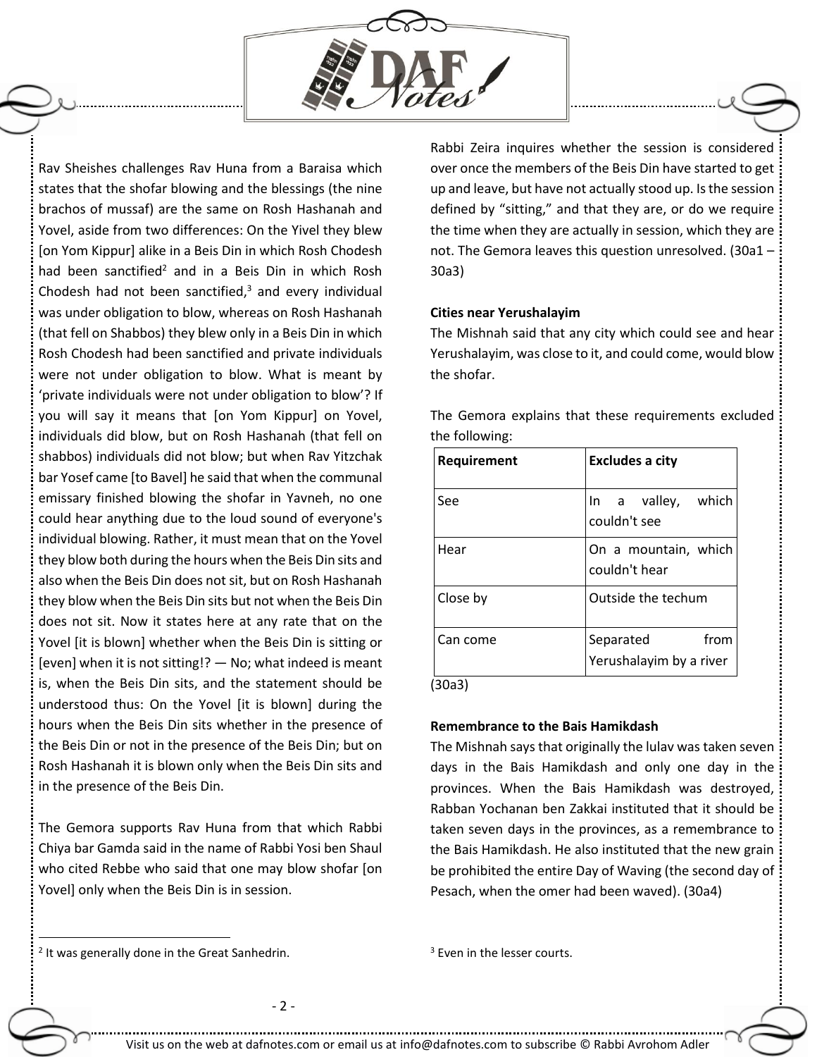Rav Sheishes challenges Rav Huna from a Baraisa which states that the shofar blowing and the blessings (the nine brachos of mussaf) are the same on Rosh Hashanah and Yovel, aside from two differences: On the Yivel they blew [on Yom Kippur] alike in a Beis Din in which Rosh Chodesh had been sanctified[2] and in a Beis Din in which Rosh Chodesh had not been sanctified,[3] and every individual was under obligation to blow, whereas on Rosh Hashanah (that fell on Shabbos) they blew only in a Beis Din in which Rosh Chodesh had been sanctified and private individuals were not under obligation to blow. What is meant by 'private individuals were not under obligation to blow'? If you will say it means that [on Yom Kippur] on Yovel, individuals did blow, but on Rosh Hashanah (that fell on shabbos) individuals did not blow; but when Rav Yitzchak bar Yosef came [to Bavel] he said that when the communal emissary finished blowing the shofar in Yavneh, no one could hear anything due to the loud sound of everyone's individual blowing. Rather, it must mean that on the Yovel they blow both during the hours when the Beis Din sits and also when the Beis Din does not sit, but on Rosh Hashanah they blow when the Beis Din sits but not when the Beis Din does not sit. Now it states here at any rate that on the Yovel [it is blown] whether when the Beis Din is sitting or [even] when it is not sitting!? — No; what indeed is meant is, when the Beis Din sits, and the statement should be understood thus: On the Yovel [it is blown] during the hours when the Beis Din sits whether in the presence of the Beis Din or not in the presence of the Beis Din; but on Rosh Hashanah it is blown only when the Beis Din sits and in the presence of the Beis Din.

The Gemora supports Rav Huna from that which Rabbi Chiya bar Gamda said in the name of Rabbi Yosi ben Shaul who cited Rebbe who said that one may blow shofar [on Yovel] only when the Beis Din is in session.

Rabbi Zeira inquires whether the session is considered over once the members of the Beis Din have started to get up and leave, but have not actually stood up. Is the session defined by "sitting," and that they are, or do we require the time when they are actually in session, which they are not. The Gemora leaves this question unresolved. (30a1 – 30a3)

**Cities near Yerushalayim**

The Mishnah said that any city which could see and hear Yerushalayim, was close to it, and could come, would blow the shofar.

The Gemora explains that these requirements excluded the following:

| Requirement | Excludes a city |
|---|---|
| See | In a valley, which couldn't see |
| Hear | On a mountain, which couldn't hear |
| Close by | Outside the techum |
| Can come | Separated from Yerushalayim by a river |

(30a3)

**Remembrance to the Bais Hamikdash**

The Mishnah says that originally the lulav was taken seven days in the Bais Hamikdash and only one day in the provinces. When the Bais Hamikdash was destroyed, Rabban Yochanan ben Zakkai instituted that it should be taken seven days in the provinces, as a remembrance to the Bais Hamikdash. He also instituted that the new grain be prohibited the entire Day of Waving (the second day of Pesach, when the omer had been waved). (30a4)

---

[2] It was generally done in the Great Sanhedrin.

[3] Even in the lesser courts.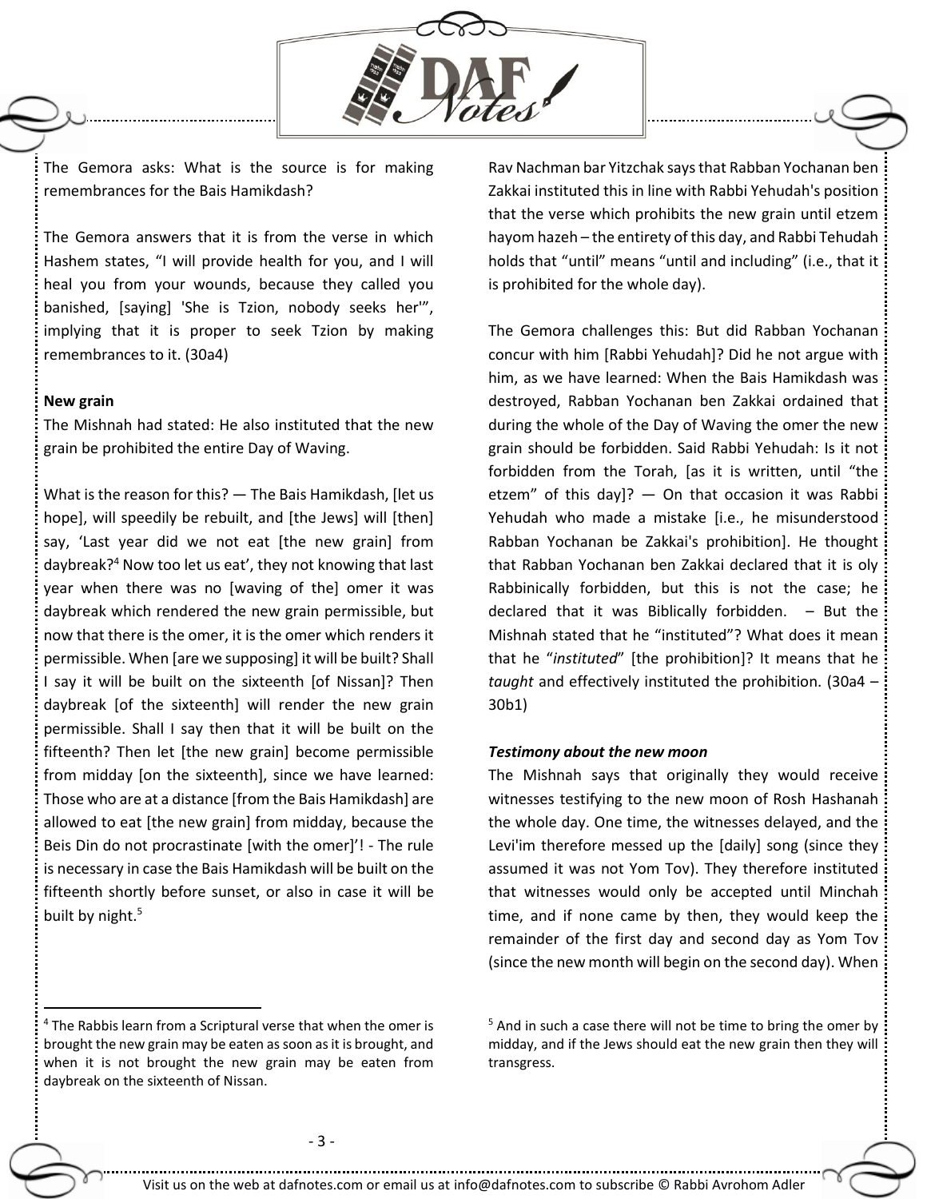The Gemora asks: What is the source is for making remembrances for the Bais Hamikdash?

The Gemora answers that it is from the verse in which Hashem states, "I will provide health for you, and I will heal you from your wounds, because they called you banished, [saying] 'She is Tzion, nobody seeks her'", implying that it is proper to seek Tzion by making remembrances to it. (30a4)

**New grain**

The Mishnah had stated: He also instituted that the new grain be prohibited the entire Day of Waving.

What is the reason for this? — The Bais Hamikdash, [let us hope], will speedily be rebuilt, and [the Jews] will [then] say, 'Last year did we not eat [the new grain] from daybreak?[4] Now too let us eat', they not knowing that last year when there was no [waving of the] omer it was daybreak which rendered the new grain permissible, but now that there is the omer, it is the omer which renders it permissible. When [are we supposing] it will be built? Shall I say it will be built on the sixteenth [of Nissan]? Then daybreak [of the sixteenth] will render the new grain permissible. Shall I say then that it will be built on the fifteenth? Then let [the new grain] become permissible from midday [on the sixteenth], since we have learned: Those who are at a distance [from the Bais Hamikdash] are allowed to eat [the new grain] from midday, because the Beis Din do not procrastinate [with the omer]'! - The rule is necessary in case the Bais Hamikdash will be built on the fifteenth shortly before sunset, or also in case it will be built by night.[5]

Rav Nachman bar Yitzchak says that Rabban Yochanan ben Zakkai instituted this in line with Rabbi Yehudah's position that the verse which prohibits the new grain until etzem hayom hazeh – the entirety of this day, and Rabbi Tehudah holds that "until" means "until and including" (i.e., that it is prohibited for the whole day).

The Gemora challenges this: But did Rabban Yochanan concur with him [Rabbi Yehudah]? Did he not argue with him, as we have learned: When the Bais Hamikdash was destroyed, Rabban Yochanan ben Zakkai ordained that during the whole of the Day of Waving the omer the new grain should be forbidden. Said Rabbi Yehudah: Is it not forbidden from the Torah, [as it is written, until "the etzem" of this day]? — On that occasion it was Rabbi Yehudah who made a mistake [i.e., he misunderstood Rabban Yochanan be Zakkai's prohibition]. He thought that Rabban Yochanan ben Zakkai declared that it is oly Rabbinically forbidden, but this is not the case; he declared that it was Biblically forbidden. – But the Mishnah stated that he "instituted"? What does it mean that he "*instituted*" [the prohibition]? It means that he *taught* and effectively instituted the prohibition. (30a4 – 30b1)

***Testimony about the new moon***

The Mishnah says that originally they would receive witnesses testifying to the new moon of Rosh Hashanah the whole day. One time, the witnesses delayed, and the Levi'im therefore messed up the [daily] song (since they assumed it was not Yom Tov). They therefore instituted that witnesses would only be accepted until Minchah time, and if none came by then, they would keep the remainder of the first day and second day as Yom Tov (since the new month will begin on the second day). When

---

[4] The Rabbis learn from a Scriptural verse that when the omer is brought the new grain may be eaten as soon as it is brought, and when it is not brought the new grain may be eaten from daybreak on the sixteenth of Nissan.

[5] And in such a case there will not be time to bring the omer by midday, and if the Jews should eat the new grain then they will transgress.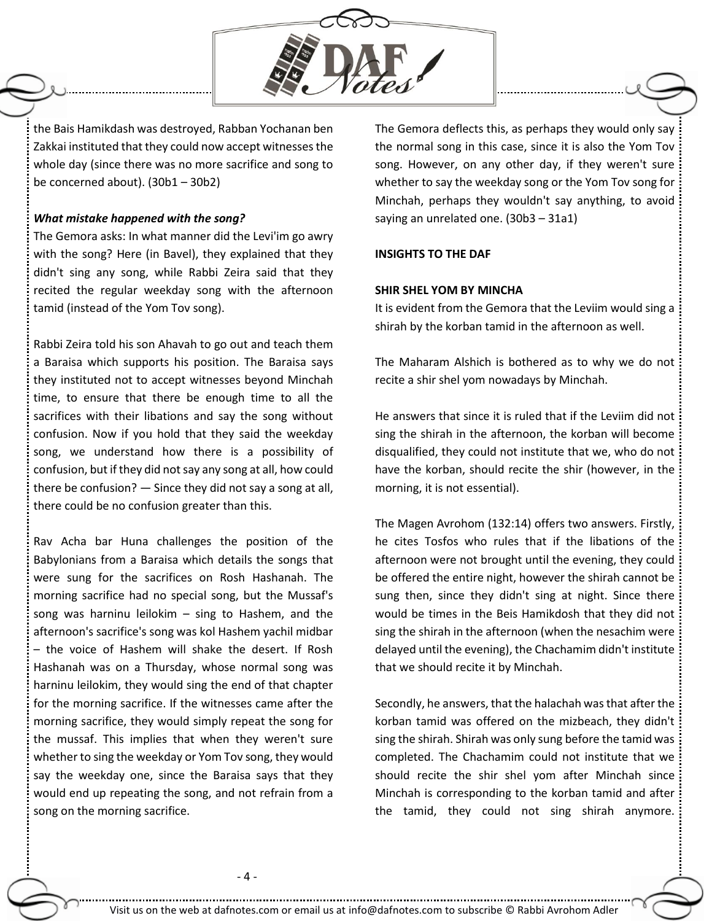the Bais Hamikdash was destroyed, Rabban Yochanan ben Zakkai instituted that they could now accept witnesses the whole day (since there was no more sacrifice and song to be concerned about). (30b1 – 30b2)

***What mistake happened with the song?***

The Gemora asks: In what manner did the Levi'im go awry with the song? Here (in Bavel), they explained that they didn't sing any song, while Rabbi Zeira said that they recited the regular weekday song with the afternoon tamid (instead of the Yom Tov song).

Rabbi Zeira told his son Ahavah to go out and teach them a Baraisa which supports his position. The Baraisa says they instituted not to accept witnesses beyond Minchah time, to ensure that there be enough time to all the sacrifices with their libations and say the song without confusion. Now if you hold that they said the weekday song, we understand how there is a possibility of confusion, but if they did not say any song at all, how could there be confusion? — Since they did not say a song at all, there could be no confusion greater than this.

Rav Acha bar Huna challenges the position of the Babylonians from a Baraisa which details the songs that were sung for the sacrifices on Rosh Hashanah. The morning sacrifice had no special song, but the Mussaf's song was harninu leilokim – sing to Hashem, and the afternoon's sacrifice's song was kol Hashem yachil midbar – the voice of Hashem will shake the desert. If Rosh Hashanah was on a Thursday, whose normal song was harninu leilokim, they would sing the end of that chapter for the morning sacrifice. If the witnesses came after the morning sacrifice, they would simply repeat the song for the mussaf. This implies that when they weren't sure whether to sing the weekday or Yom Tov song, they would say the weekday one, since the Baraisa says that they would end up repeating the song, and not refrain from a song on the morning sacrifice.

The Gemora deflects this, as perhaps they would only say the normal song in this case, since it is also the Yom Tov song. However, on any other day, if they weren't sure whether to say the weekday song or the Yom Tov song for Minchah, perhaps they wouldn't say anything, to avoid saying an unrelated one. (30b3 – 31a1)

**INSIGHTS TO THE DAF**

**SHIR SHEL YOM BY MINCHA**

It is evident from the Gemora that the Leviim would sing a shirah by the korban tamid in the afternoon as well.

The Maharam Alshich is bothered as to why we do not recite a shir shel yom nowadays by Minchah.

He answers that since it is ruled that if the Leviim did not sing the shirah in the afternoon, the korban will become disqualified, they could not institute that we, who do not have the korban, should recite the shir (however, in the morning, it is not essential).

The Magen Avrohom (132:14) offers two answers. Firstly, he cites Tosfos who rules that if the libations of the afternoon were not brought until the evening, they could be offered the entire night, however the shirah cannot be sung then, since they didn't sing at night. Since there would be times in the Beis Hamikdosh that they did not sing the shirah in the afternoon (when the nesachim were delayed until the evening), the Chachamim didn't institute that we should recite it by Minchah.

Secondly, he answers, that the halachah was that after the korban tamid was offered on the mizbeach, they didn't sing the shirah. Shirah was only sung before the tamid was completed. The Chachamim could not institute that we should recite the shir shel yom after Minchah since Minchah is corresponding to the korban tamid and after the tamid, they could not sing shirah anymore.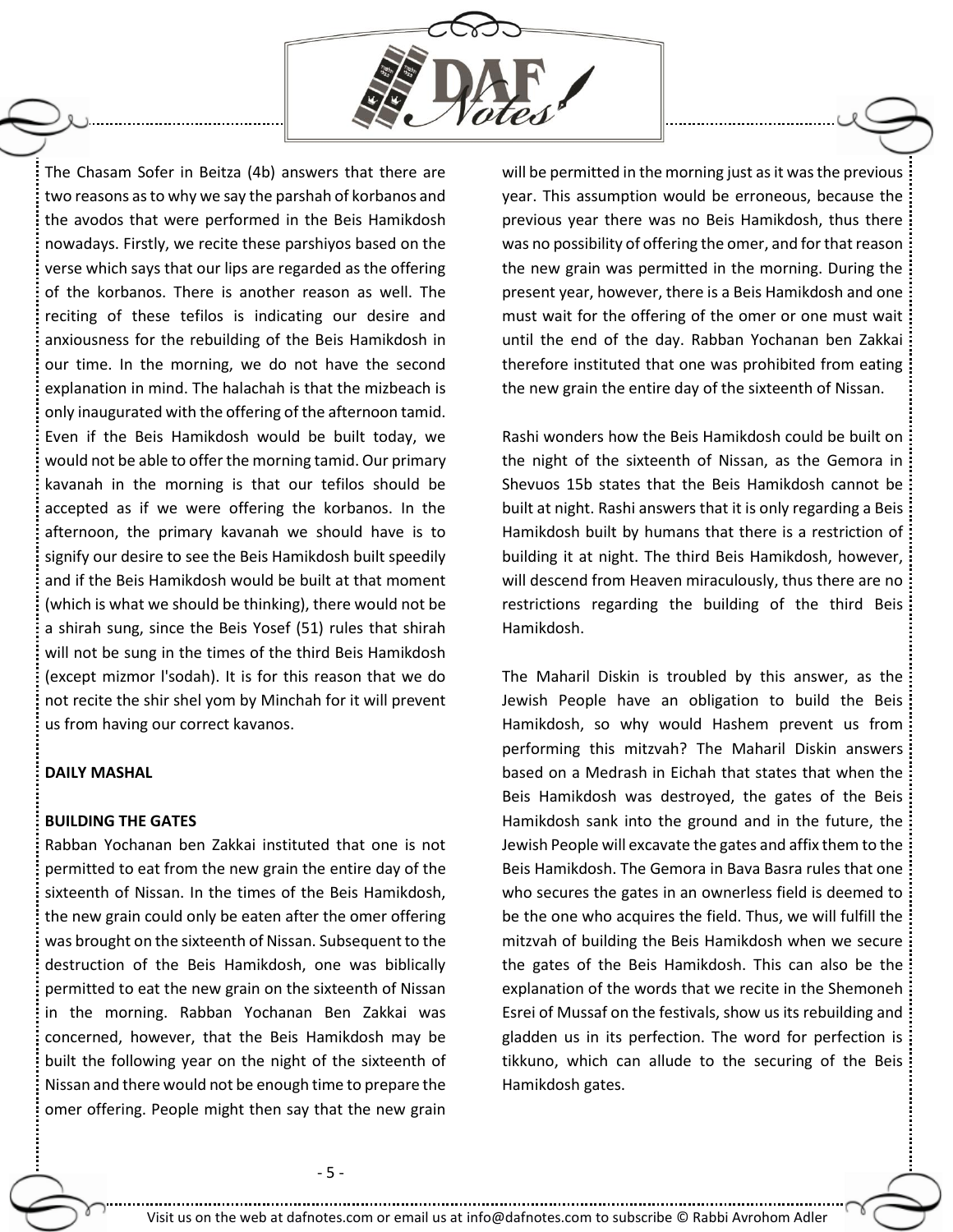The Chasam Sofer in Beitza (4b) answers that there are two reasons as to why we say the parshah of korbanos and the avodos that were performed in the Beis Hamikdosh nowadays. Firstly, we recite these parshiyos based on the verse which says that our lips are regarded as the offering of the korbanos. There is another reason as well. The reciting of these tefilos is indicating our desire and anxiousness for the rebuilding of the Beis Hamikdosh in our time. In the morning, we do not have the second explanation in mind. The halachah is that the mizbeach is only inaugurated with the offering of the afternoon tamid. Even if the Beis Hamikdosh would be built today, we would not be able to offer the morning tamid. Our primary kavanah in the morning is that our tefilos should be accepted as if we were offering the korbanos. In the afternoon, the primary kavanah we should have is to signify our desire to see the Beis Hamikdosh built speedily and if the Beis Hamikdosh would be built at that moment (which is what we should be thinking), there would not be a shirah sung, since the Beis Yosef (51) rules that shirah will not be sung in the times of the third Beis Hamikdosh (except mizmor l'sodah). It is for this reason that we do not recite the shir shel yom by Minchah for it will prevent us from having our correct kavanos.

**DAILY MASHAL**

**BUILDING THE GATES**

Rabban Yochanan ben Zakkai instituted that one is not permitted to eat from the new grain the entire day of the sixteenth of Nissan. In the times of the Beis Hamikdosh, the new grain could only be eaten after the omer offering was brought on the sixteenth of Nissan. Subsequent to the destruction of the Beis Hamikdosh, one was biblically permitted to eat the new grain on the sixteenth of Nissan in the morning. Rabban Yochanan Ben Zakkai was concerned, however, that the Beis Hamikdosh may be built the following year on the night of the sixteenth of Nissan and there would not be enough time to prepare the omer offering. People might then say that the new grain will be permitted in the morning just as it was the previous year. This assumption would be erroneous, because the previous year there was no Beis Hamikdosh, thus there was no possibility of offering the omer, and for that reason the new grain was permitted in the morning. During the present year, however, there is a Beis Hamikdosh and one must wait for the offering of the omer or one must wait until the end of the day. Rabban Yochanan ben Zakkai therefore instituted that one was prohibited from eating the new grain the entire day of the sixteenth of Nissan.

Rashi wonders how the Beis Hamikdosh could be built on the night of the sixteenth of Nissan, as the Gemora in Shevuos 15b states that the Beis Hamikdosh cannot be built at night. Rashi answers that it is only regarding a Beis Hamikdosh built by humans that there is a restriction of building it at night. The third Beis Hamikdosh, however, will descend from Heaven miraculously, thus there are no restrictions regarding the building of the third Beis Hamikdosh.

The Maharil Diskin is troubled by this answer, as the Jewish People have an obligation to build the Beis Hamikdosh, so why would Hashem prevent us from performing this mitzvah? The Maharil Diskin answers based on a Medrash in Eichah that states that when the Beis Hamikdosh was destroyed, the gates of the Beis Hamikdosh sank into the ground and in the future, the Jewish People will excavate the gates and affix them to the Beis Hamikdosh. The Gemora in Bava Basra rules that one who secures the gates in an ownerless field is deemed to be the one who acquires the field. Thus, we will fulfill the mitzvah of building the Beis Hamikdosh when we secure the gates of the Beis Hamikdosh. This can also be the explanation of the words that we recite in the Shemoneh Esrei of Mussaf on the festivals, show us its rebuilding and gladden us in its perfection. The word for perfection is tikkuno, which can allude to the securing of the Beis Hamikdosh gates.